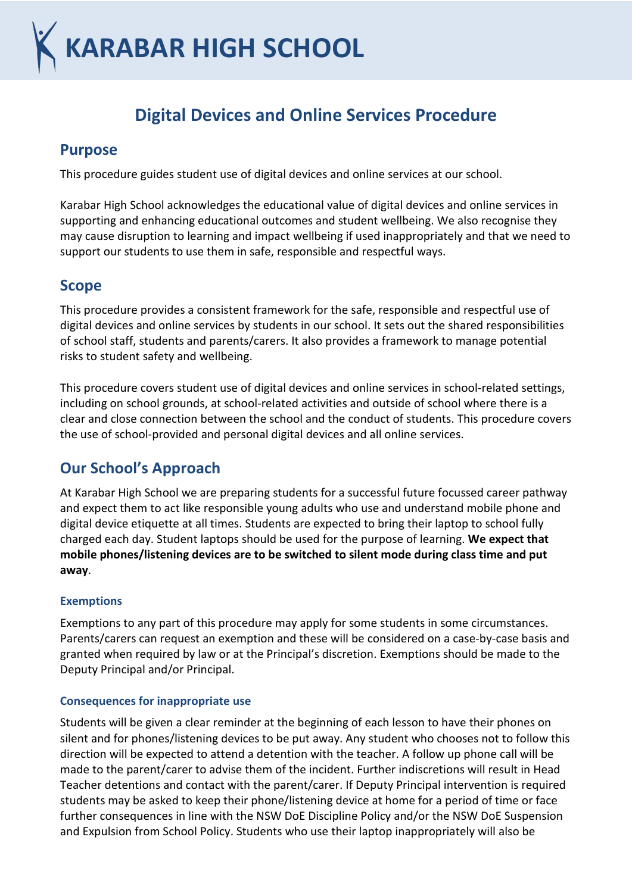# KARABAR HIGH SCHOOL

# Digital Devices and Online Services Procedure

## Purpose

This procedure guides student use of digital devices and online services at our school.

Karabar High School acknowledges the educational value of digital devices and online services in supporting and enhancing educational outcomes and student wellbeing. We also recognise they may cause disruption to learning and impact wellbeing if used inappropriately and that we need to support our students to use them in safe, responsible and respectful ways.

## Scope

This procedure provides a consistent framework for the safe, responsible and respectful use of digital devices and online services by students in our school. It sets out the shared responsibilities of school staff, students and parents/carers. It also provides a framework to manage potential risks to student safety and wellbeing.

This procedure covers student use of digital devices and online services in school-related settings, including on school grounds, at school-related activities and outside of school where there is a clear and close connection between the school and the conduct of students. This procedure covers the use of school-provided and personal digital devices and all online services.

## Our School's Approach

At Karabar High School we are preparing students for a successful future focussed career pathway and expect them to act like responsible young adults who use and understand mobile phone and digital device etiquette at all times. Students are expected to bring their laptop to school fully charged each day. Student laptops should be used for the purpose of learning. **We expect that mobile phones/listening devices are to be switched to silent mode during class time and put away**.

### Exemptions

Exemptions to any part of this procedure may apply for some students in some circumstances. Parents/carers can request an exemption and these will be considered on a case-by-case basis and granted when required by law or at the Principal's discretion. Exemptions should be made to the Deputy Principal and/or Principal.

### Consequences for inappropriate use

Students will be given a clear reminder at the beginning of each lesson to have their phones on silent and for phones/listening devices to be put away. Any student who chooses not to follow this direction will be expected to attend a detention with the teacher. A follow up phone call will be made to the parent/carer to advise them of the incident. Further indiscretions will result in Head Teacher detentions and contact with the parent/carer. If Deputy Principal intervention is required students may be asked to keep their phone/listening device at home for a period of time or face further consequences in line with the NSW DoE Discipline Policy and/or the NSW DoE Suspension and Expulsion from School Policy. Students who use their laptop inappropriately will also be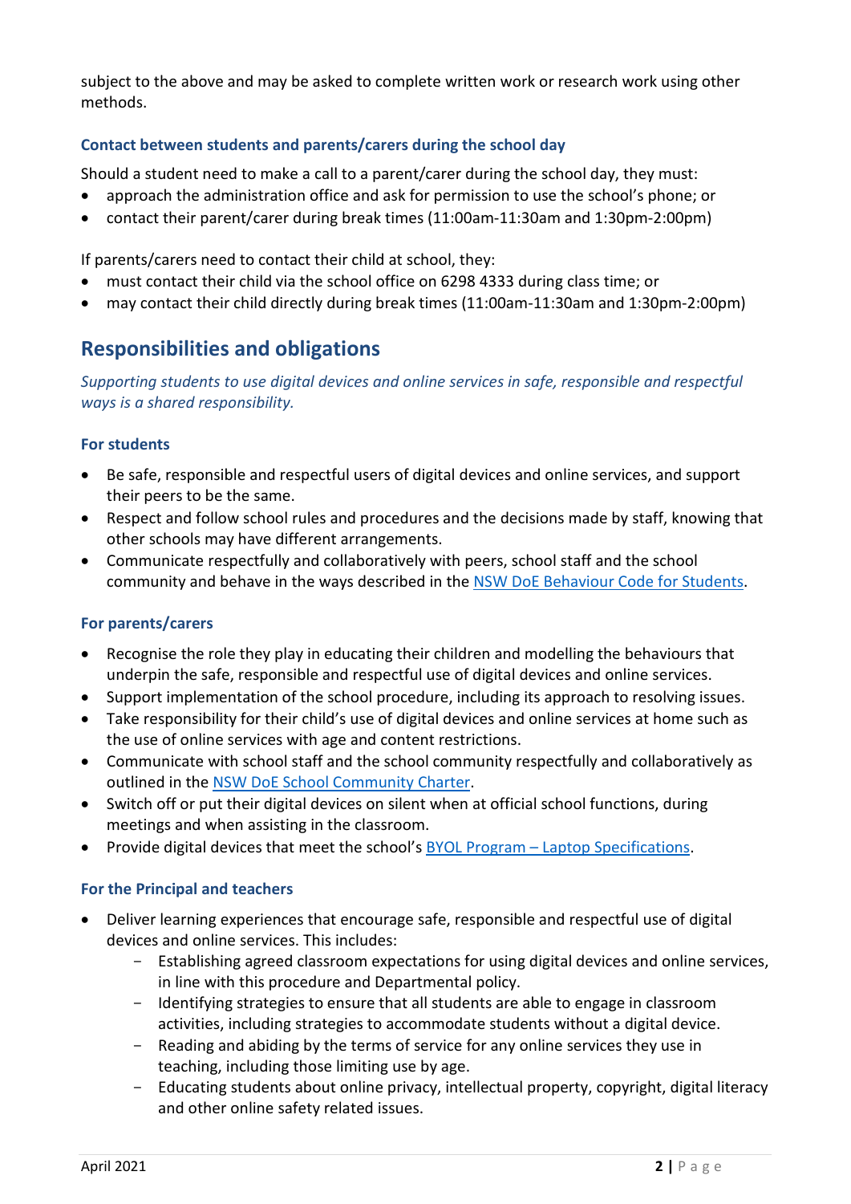subject to the above and may be asked to complete written work or research work using other methods.

### Contact between students and parents/carers during the school day

Should a student need to make a call to a parent/carer during the school day, they must:

- approach the administration office and ask for permission to use the school's phone; or
- contact their parent/carer during break times (11:00am-11:30am and 1:30pm-2:00pm)

If parents/carers need to contact their child at school, they:

- must contact their child via the school office on 6298 4333 during class time; or
- may contact their child directly during break times (11:00am-11:30am and 1:30pm-2:00pm)

## Responsibilities and obligations

*Supporting students to use digital devices and online services in safe, responsible and respectful ways is a shared responsibility.*

### For students

- Be safe, responsible and respectful users of digital devices and online services, and support their peers to be the same.
- Respect and follow school rules and procedures and the decisions made by staff, knowing that other schools may have different arrangements.
- Communicate respectfully and collaboratively with peers, school staff and the school community and behave in the ways described in the NSW DoE Behaviour Code for Students.

### For parents/carers

- Recognise the role they play in educating their children and modelling the behaviours that underpin the safe, responsible and respectful use of digital devices and online services.
- Support implementation of the school procedure, including its approach to resolving issues.
- Take responsibility for their child's use of digital devices and online services at home such as the use of online services with age and content restrictions.
- Communicate with school staff and the school community respectfully and collaboratively as outlined in the NSW DoE School Community Charter.
- Switch off or put their digital devices on silent when at official school functions, during meetings and when assisting in the classroom.
- Provide digital devices that meet the school's BYOL Program – Laptop Specifications.

### For the Principal and teachers

- Deliver learning experiences that encourage safe, responsible and respectful use of digital devices and online services. This includes:
  - Establishing agreed classroom expectations for using digital devices and online services, in line with this procedure and Departmental policy.
  - Identifying strategies to ensure that all students are able to engage in classroom activities, including strategies to accommodate students without a digital device.
  - Reading and abiding by the terms of service for any online services they use in teaching, including those limiting use by age.
  - Educating students about online privacy, intellectual property, copyright, digital literacy and other online safety related issues.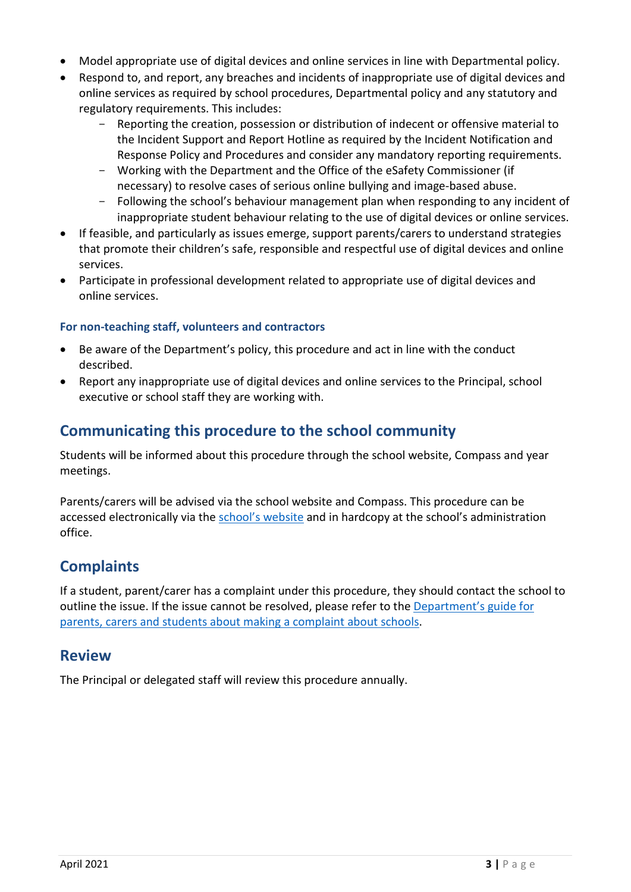- Model appropriate use of digital devices and online services in line with Departmental policy.
- Respond to, and report, any breaches and incidents of inappropriate use of digital devices and online services as required by school procedures, Departmental policy and any statutory and regulatory requirements. This includes:
  - Reporting the creation, possession or distribution of indecent or offensive material to the Incident Support and Report Hotline as required by the Incident Notification and Response Policy and Procedures and consider any mandatory reporting requirements.
  - Working with the Department and the Office of the eSafety Commissioner (if necessary) to resolve cases of serious online bullying and image-based abuse.
  - Following the school's behaviour management plan when responding to any incident of inappropriate student behaviour relating to the use of digital devices or online services.
- If feasible, and particularly as issues emerge, support parents/carers to understand strategies that promote their children's safe, responsible and respectful use of digital devices and online services.
- Participate in professional development related to appropriate use of digital devices and online services.

### For non-teaching staff, volunteers and contractors

- Be aware of the Department's policy, this procedure and act in line with the conduct described.
- Report any inappropriate use of digital devices and online services to the Principal, school executive or school staff they are working with.

## Communicating this procedure to the school community

Students will be informed about this procedure through the school website, Compass and year meetings.

Parents/carers will be advised via the school website and Compass. This procedure can be accessed electronically via the school's website and in hardcopy at the school's administration office.

## Complaints

If a student, parent/carer has a complaint under this procedure, they should contact the school to outline the issue. If the issue cannot be resolved, please refer to the Department's guide for parents, carers and students about making a complaint about schools.

## Review

The Principal or delegated staff will review this procedure annually.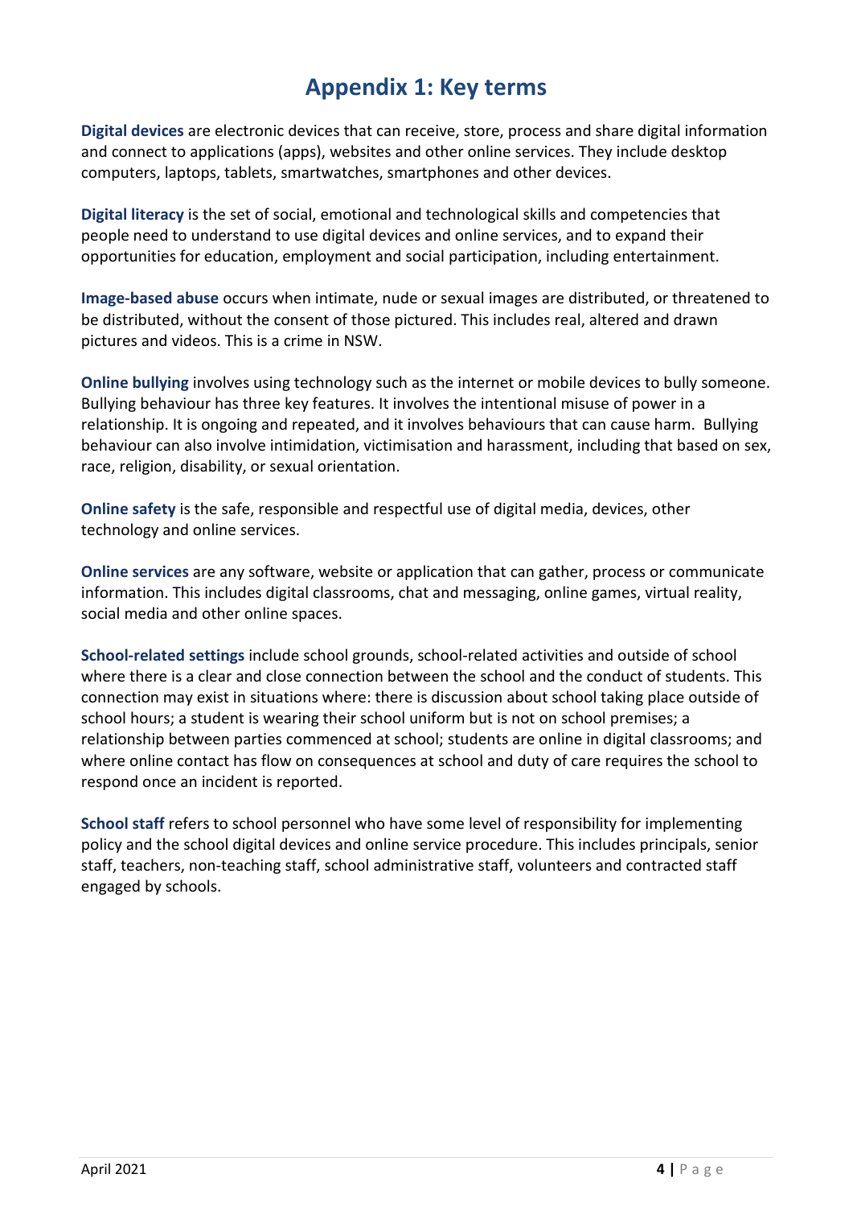# Appendix 1: Key terms

**Digital devices** are electronic devices that can receive, store, process and share digital information and connect to applications (apps), websites and other online services. They include desktop computers, laptops, tablets, smartwatches, smartphones and other devices.

**Digital literacy** is the set of social, emotional and technological skills and competencies that people need to understand to use digital devices and online services, and to expand their opportunities for education, employment and social participation, including entertainment.

**Image-based abuse** occurs when intimate, nude or sexual images are distributed, or threatened to be distributed, without the consent of those pictured. This includes real, altered and drawn pictures and videos. This is a crime in NSW.

**Online bullying** involves using technology such as the internet or mobile devices to bully someone. Bullying behaviour has three key features. It involves the intentional misuse of power in a relationship. It is ongoing and repeated, and it involves behaviours that can cause harm. Bullying behaviour can also involve intimidation, victimisation and harassment, including that based on sex, race, religion, disability, or sexual orientation.

**Online safety** is the safe, responsible and respectful use of digital media, devices, other technology and online services.

**Online services** are any software, website or application that can gather, process or communicate information. This includes digital classrooms, chat and messaging, online games, virtual reality, social media and other online spaces.

**School-related settings** include school grounds, school-related activities and outside of school where there is a clear and close connection between the school and the conduct of students. This connection may exist in situations where: there is discussion about school taking place outside of school hours; a student is wearing their school uniform but is not on school premises; a relationship between parties commenced at school; students are online in digital classrooms; and where online contact has flow on consequences at school and duty of care requires the school to respond once an incident is reported.

**School staff** refers to school personnel who have some level of responsibility for implementing policy and the school digital devices and online service procedure. This includes principals, senior staff, teachers, non-teaching staff, school administrative staff, volunteers and contracted staff engaged by schools.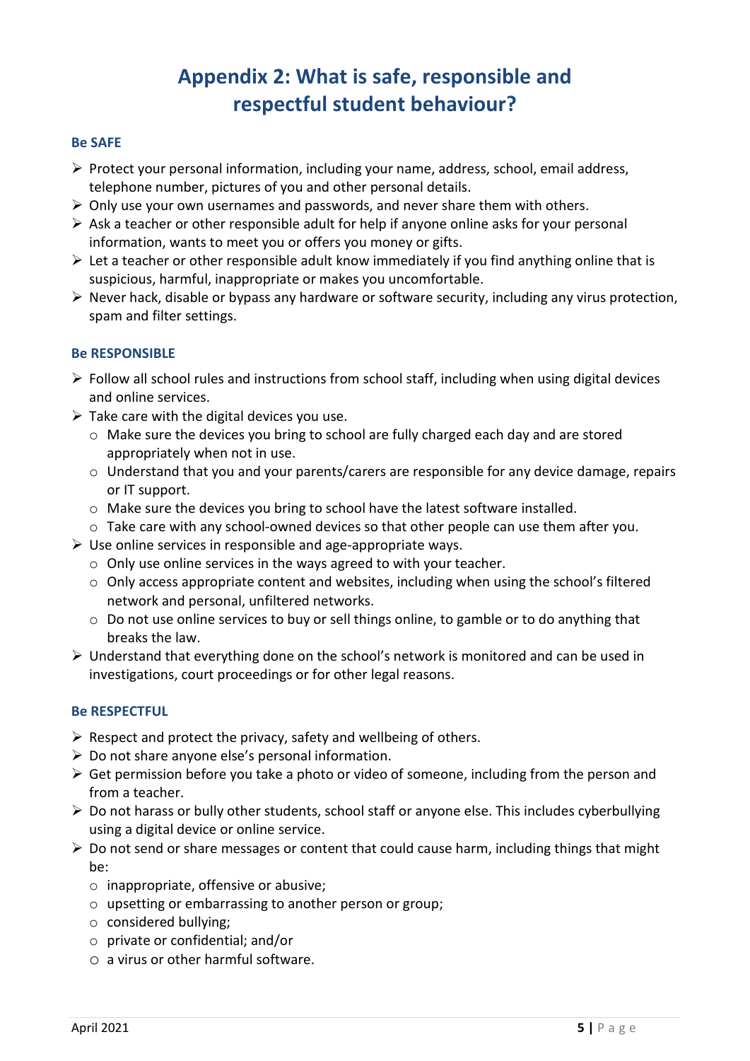# Appendix 2: What is safe, responsible and respectful student behaviour?

### Be SAFE

- Protect your personal information, including your name, address, school, email address, telephone number, pictures of you and other personal details.
- Only use your own usernames and passwords, and never share them with others.
- Ask a teacher or other responsible adult for help if anyone online asks for your personal information, wants to meet you or offers you money or gifts.
- Let a teacher or other responsible adult know immediately if you find anything online that is suspicious, harmful, inappropriate or makes you uncomfortable.
- Never hack, disable or bypass any hardware or software security, including any virus protection, spam and filter settings.

### Be RESPONSIBLE

- Follow all school rules and instructions from school staff, including when using digital devices and online services.
- Take care with the digital devices you use.
    - Make sure the devices you bring to school are fully charged each day and are stored appropriately when not in use.
    - Understand that you and your parents/carers are responsible for any device damage, repairs or IT support.
    - Make sure the devices you bring to school have the latest software installed.
    - Take care with any school-owned devices so that other people can use them after you.
- Use online services in responsible and age-appropriate ways.
    - Only use online services in the ways agreed to with your teacher.
    - Only access appropriate content and websites, including when using the school's filtered network and personal, unfiltered networks.
    - Do not use online services to buy or sell things online, to gamble or to do anything that breaks the law.
- Understand that everything done on the school's network is monitored and can be used in investigations, court proceedings or for other legal reasons.

### Be RESPECTFUL

- Respect and protect the privacy, safety and wellbeing of others.
- Do not share anyone else's personal information.
- Get permission before you take a photo or video of someone, including from the person and from a teacher.
- Do not harass or bully other students, school staff or anyone else. This includes cyberbullying using a digital device or online service.
- Do not send or share messages or content that could cause harm, including things that might be:
    - inappropriate, offensive or abusive;
    - upsetting or embarrassing to another person or group;
    - considered bullying;
    - private or confidential; and/or
    - a virus or other harmful software.